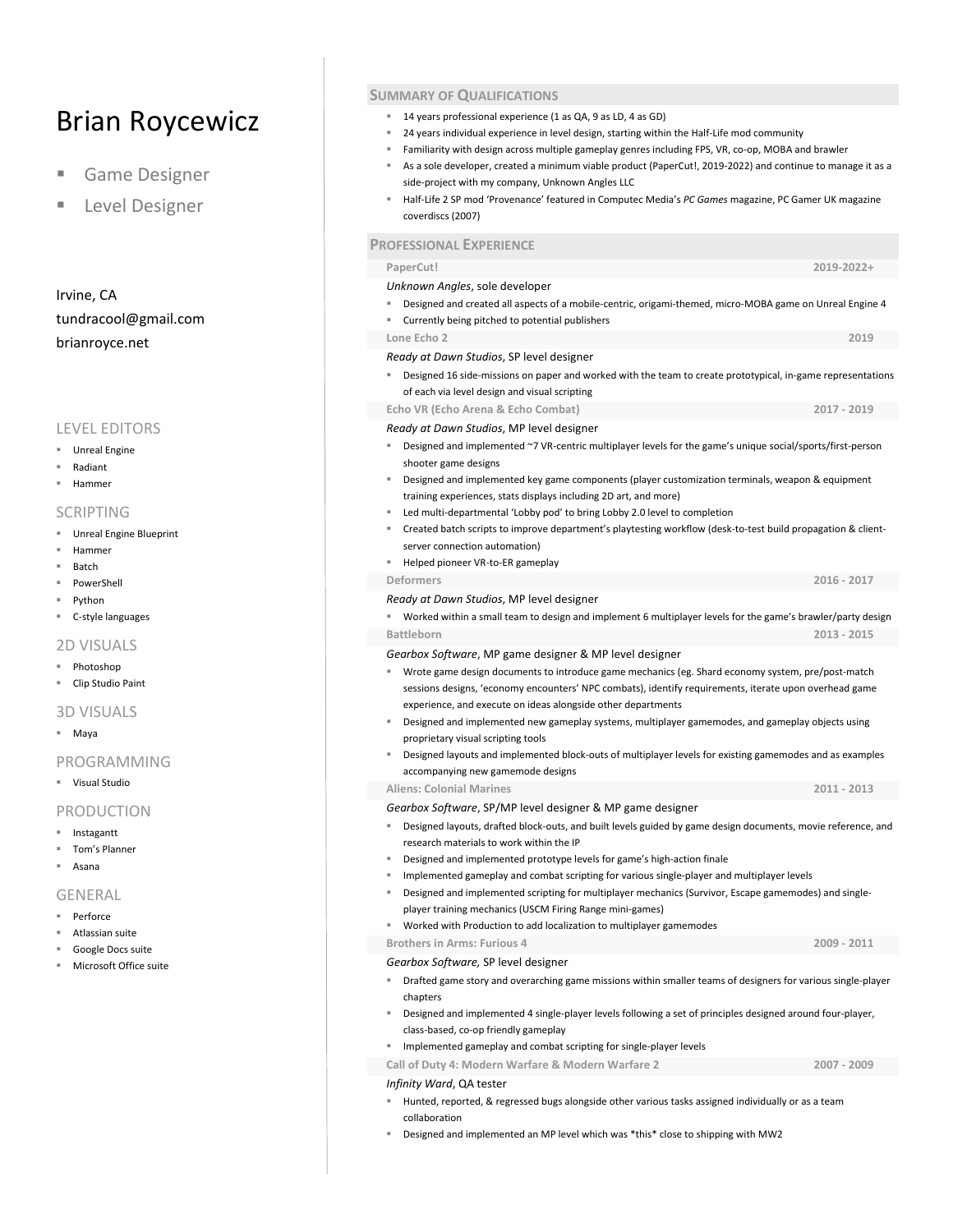# Brian Roycewicz

- Game Designer
- Level Designer

Irvine, CA
tundracool@gmail.com
brianroyce.net

### LEVEL EDITORS

- Unreal Engine
- Radiant
- Hammer

### SCRIPTING

- Unreal Engine Blueprint
- Hammer
- Batch
- PowerShell
- Python
- C-style languages

### 2D VISUALS

- Photoshop
- Clip Studio Paint

### 3D VISUALS

- Maya

### PROGRAMMING

- Visual Studio

### PRODUCTION

- Instagantt
- Tom's Planner
- Asana

### GENERAL

- Perforce
- Atlassian suite
- Google Docs suite
- Microsoft Office suite

## Summary of Qualifications

- 14 years professional experience (1 as QA, 9 as LD, 4 as GD)
- 24 years individual experience in level design, starting within the Half-Life mod community
- Familiarity with design across multiple gameplay genres including FPS, VR, co-op, MOBA and brawler
- As a sole developer, created a minimum viable product (PaperCut!, 2019-2022) and continue to manage it as a side-project with my company, Unknown Angles LLC
- Half-Life 2 SP mod 'Provenance' featured in Computec Media's *PC Games* magazine, PC Gamer UK magazine coverdiscs (2007)

## Professional Experience

### PaperCut! — 2019-2022+

*Unknown Angles*, sole developer

- Designed and created all aspects of a mobile-centric, origami-themed, micro-MOBA game on Unreal Engine 4
- Currently being pitched to potential publishers

### Lone Echo 2 — 2019

*Ready at Dawn Studios*, SP level designer

- Designed 16 side-missions on paper and worked with the team to create prototypical, in-game representations of each via level design and visual scripting

### Echo VR (Echo Arena & Echo Combat) — 2017 - 2019

*Ready at Dawn Studios*, MP level designer

- Designed and implemented ~7 VR-centric multiplayer levels for the game's unique social/sports/first-person shooter game designs
- Designed and implemented key game components (player customization terminals, weapon & equipment training experiences, stats displays including 2D art, and more)
- Led multi-departmental 'Lobby pod' to bring Lobby 2.0 level to completion
- Created batch scripts to improve department's playtesting workflow (desk-to-test build propagation & client-server connection automation)
- Helped pioneer VR-to-ER gameplay

### Deformers — 2016 - 2017

*Ready at Dawn Studios*, MP level designer

- Worked within a small team to design and implement 6 multiplayer levels for the game's brawler/party design

### Battleborn — 2013 - 2015

*Gearbox Software*, MP game designer & MP level designer

- Wrote game design documents to introduce game mechanics (eg. Shard economy system, pre/post-match sessions designs, 'economy encounters' NPC combats), identify requirements, iterate upon overhead game experience, and execute on ideas alongside other departments
- Designed and implemented new gameplay systems, multiplayer gamemodes, and gameplay objects using proprietary visual scripting tools
- Designed layouts and implemented block-outs of multiplayer levels for existing gamemodes and as examples accompanying new gamemode designs

### Aliens: Colonial Marines — 2011 - 2013

*Gearbox Software*, SP/MP level designer & MP game designer

- Designed layouts, drafted block-outs, and built levels guided by game design documents, movie reference, and research materials to work within the IP
- Designed and implemented prototype levels for game's high-action finale
- Implemented gameplay and combat scripting for various single-player and multiplayer levels
- Designed and implemented scripting for multiplayer mechanics (Survivor, Escape gamemodes) and single-player training mechanics (USCM Firing Range mini-games)
- Worked with Production to add localization to multiplayer gamemodes

### Brothers in Arms: Furious 4 — 2009 - 2011

*Gearbox Software,* SP level designer

- Drafted game story and overarching game missions within smaller teams of designers for various single-player chapters
- Designed and implemented 4 single-player levels following a set of principles designed around four-player, class-based, co-op friendly gameplay
- Implemented gameplay and combat scripting for single-player levels

### Call of Duty 4: Modern Warfare & Modern Warfare 2 — 2007 - 2009

*Infinity Ward*, QA tester

- Hunted, reported, & regressed bugs alongside other various tasks assigned individually or as a team collaboration
- Designed and implemented an MP level which was *this* close to shipping with MW2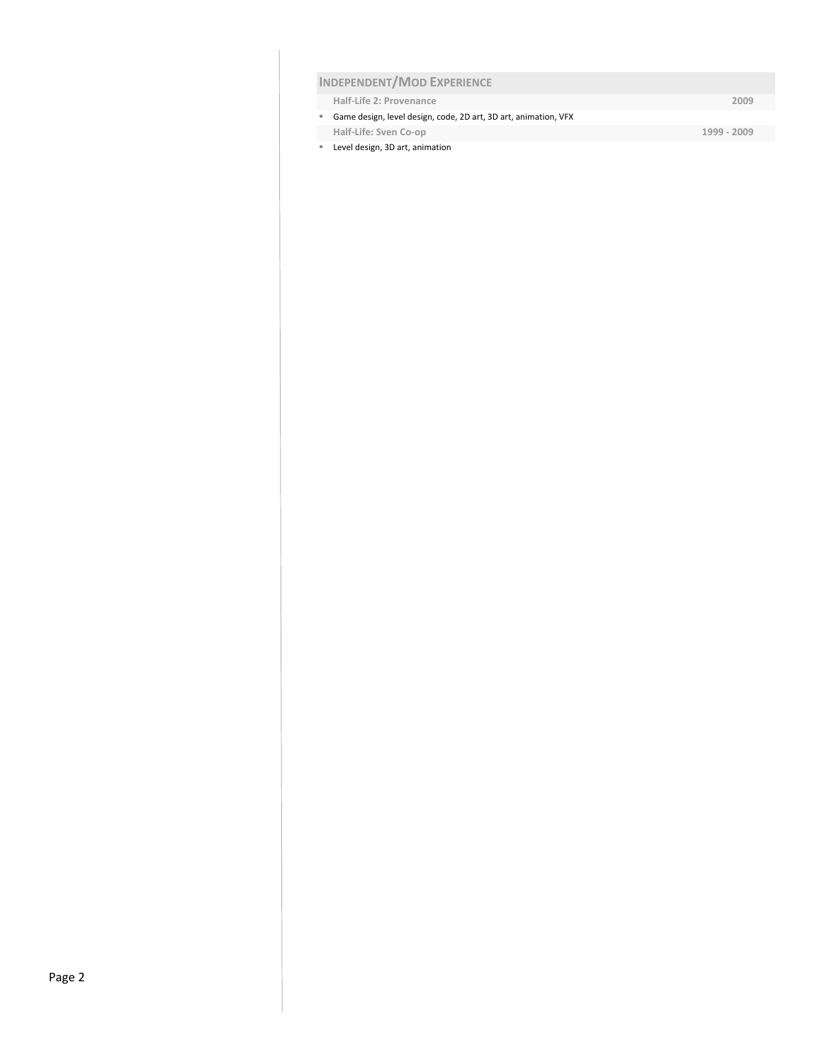## Independent/Mod Experience

**Half-Life 2: Provenance** — **2009**

- Game design, level design, code, 2D art, 3D art, animation, VFX

**Half-Life: Sven Co-op** — **1999 - 2009**

- Level design, 3D art, animation